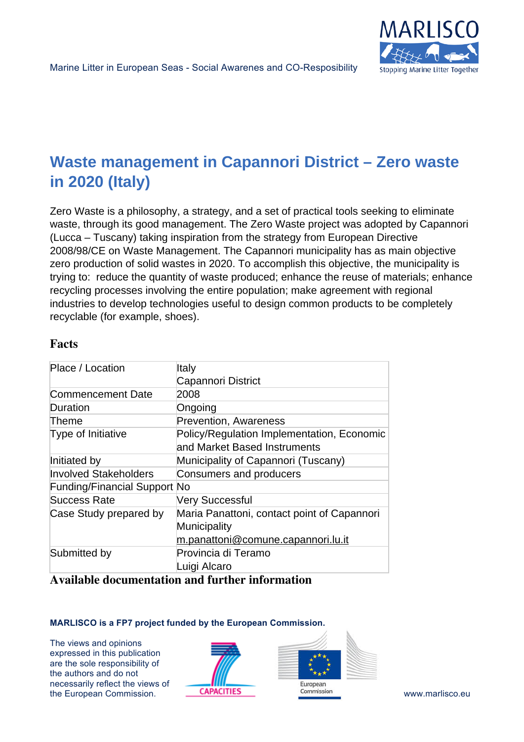# Waste management in Capannori District – Zero waste in 2020 (Italy)

Zero Waste is a philosophy, a strategy, and a set of practical tools seeking to eliminate waste, through its good management. The Zero Waste project was adopted by Capannori (Lucca – Tuscany) taking inspiration from the strategy from European Directive 2008/98/CE on Waste Management. The Capannori municipality has as main objective zero production of solid wastes in 2020. To accomplish this objective, the municipality is trying to: reduce the quantity of waste produced; enhance the reuse of materials; enhance recycling processes involving the entire population; make agreement with regional industries to develop technologies useful to design common products to be completely recyclable (for example, shoes).

## Facts

| | |
|---|---|
| Place / Location | Italy<br>Capannori District |
| Commencement Date | 2008 |
| Duration | Ongoing |
| Theme | Prevention, Awareness |
| Type of Initiative | Policy/Regulation Implementation, Economic and Market Based Instruments |
| Initiated by | Municipality of Capannori (Tuscany) |
| Involved Stakeholders | Consumers and producers |
| Funding/Financial Support | No |
| Success Rate | Very Successful |
| Case Study prepared by | Maria Panattoni, contact point of Capannori Municipality<br>m.panattoni@comune.capannori.lu.it |
| Submitted by | Provincia di Teramo<br>Luigi Alcaro |

## Available documentation and further information

**MARLISCO is a FP7 project funded by the European Commission.**

The views and opinions expressed in this publication are the sole responsibility of the authors and do not necessarily reflect the views of the European Commission.

www.marlisco.eu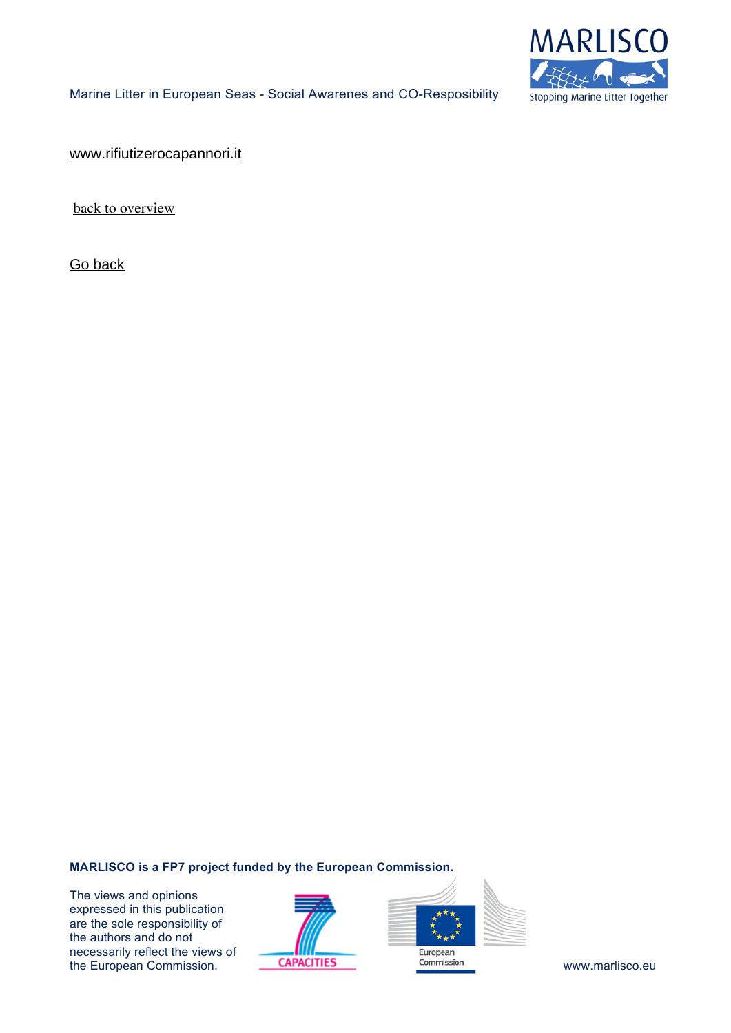www.rifiutizerocapannori.it

back to overview

Go back